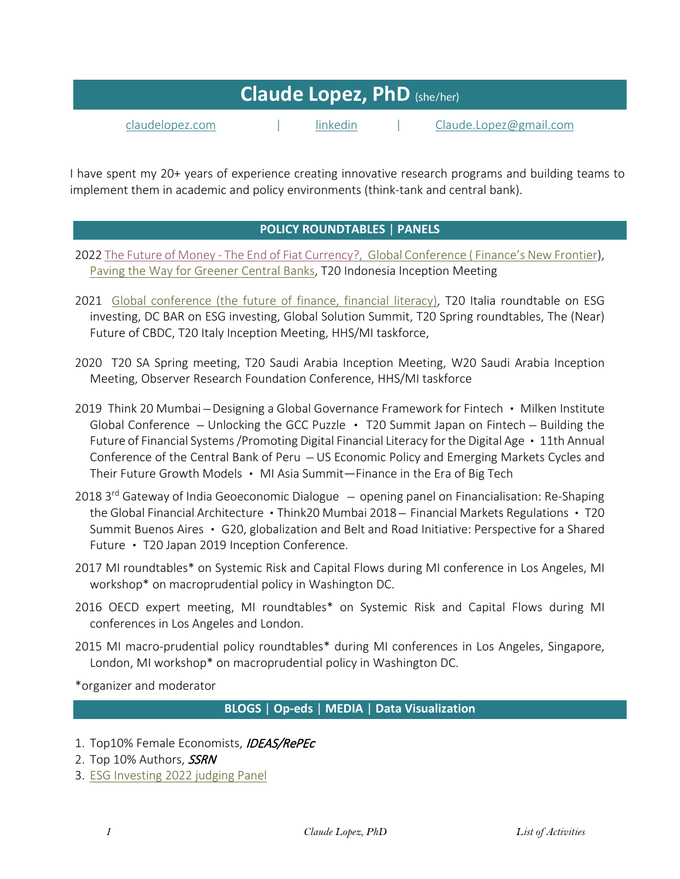# Claude Lopez, PhD (she/her)

claudelopez.com | linkedin | Claude.Lopez@gmail.com

I have spent my 20+ years of experience creating innovative research programs and building teams to implement them in academic and policy environments (think-tank and central bank).

## POLICY ROUNDTABLES | PANELS

2022 The Future of Money - The End of Fiat Currency?, Global Conference ( Finance's New Frontier), Paving the Way for Greener Central Banks, T20 Indonesia Inception Meeting

2021 Global conference (the future of finance, financial literacy), T20 Italia roundtable on ESG investing, DC BAR on ESG investing, Global Solution Summit, T20 Spring roundtables, The (Near) Future of CBDC, T20 Italy Inception Meeting, HHS/MI taskforce,

2020 T20 SA Spring meeting, T20 Saudi Arabia Inception Meeting, W20 Saudi Arabia Inception Meeting, Observer Research Foundation Conference, HHS/MI taskforce

2019 Think 20 Mumbai – Designing a Global Governance Framework for Fintech ▪ Milken Institute Global Conference – Unlocking the GCC Puzzle ▪ T20 Summit Japan on Fintech – Building the Future of Financial Systems /Promoting Digital Financial Literacy for the Digital Age ▪ 11th Annual Conference of the Central Bank of Peru – US Economic Policy and Emerging Markets Cycles and Their Future Growth Models ▪ MI Asia Summit—Finance in the Era of Big Tech

2018 3rd Gateway of India Geoeconomic Dialogue – opening panel on Financialisation: Re-Shaping the Global Financial Architecture ▪ Think20 Mumbai 2018 – Financial Markets Regulations ▪ T20 Summit Buenos Aires ▪ G20, globalization and Belt and Road Initiative: Perspective for a Shared Future ▪ T20 Japan 2019 Inception Conference.

2017 MI roundtables* on Systemic Risk and Capital Flows during MI conference in Los Angeles, MI workshop* on macroprudential policy in Washington DC.

2016 OECD expert meeting, MI roundtables* on Systemic Risk and Capital Flows during MI conferences in Los Angeles and London.

2015 MI macro-prudential policy roundtables* during MI conferences in Los Angeles, Singapore, London, MI workshop* on macroprudential policy in Washington DC.

*organizer and moderator

## BLOGS | Op-eds | MEDIA | Data Visualization

1. Top10% Female Economists, *IDEAS/RePEc*
2. Top 10% Authors, *SSRN*
3. ESG Investing 2022 judging Panel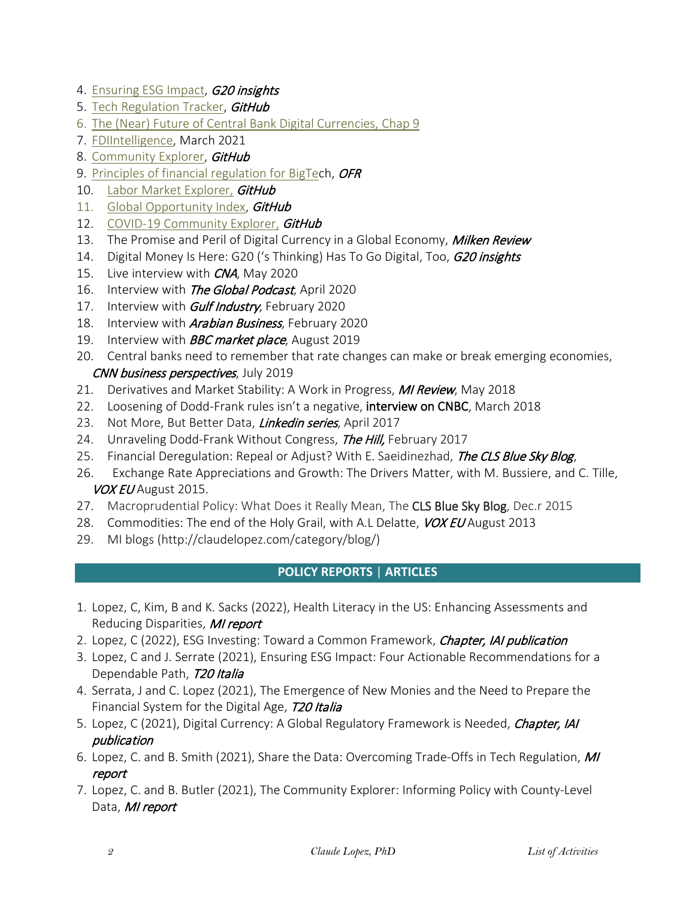4. Ensuring ESG Impact, *G20 insights*
5. Tech Regulation Tracker, *GitHub*
6. The (Near) Future of Central Bank Digital Currencies, Chap 9
7. FDIIntelligence, March 2021
8. Community Explorer, *GitHub*
9. Principles of financial regulation for BigTech, *OFR*
10. Labor Market Explorer, *GitHub*
11. Global Opportunity Index, *GitHub*
12. COVID-19 Community Explorer, *GitHub*
13. The Promise and Peril of Digital Currency in a Global Economy, *Milken Review*
14. Digital Money Is Here: G20 ('s Thinking) Has To Go Digital, Too, *G20 insights*
15. Live interview with *CNA*, May 2020
16. Interview with *The Global Podcast*, April 2020
17. Interview with *Gulf Industry*, February 2020
18. Interview with *Arabian Business*, February 2020
19. Interview with *BBC market place*, August 2019
20. Central banks need to remember that rate changes can make or break emerging economies, *CNN business perspectives*, July 2019
21. Derivatives and Market Stability: A Work in Progress, *MI Review*, May 2018
22. Loosening of Dodd-Frank rules isn't a negative, interview on CNBC, March 2018
23. Not More, But Better Data, *Linkedin series*, April 2017
24. Unraveling Dodd-Frank Without Congress, *The Hill*, February 2017
25. Financial Deregulation: Repeal or Adjust? With E. Saeidinezhad, *The CLS Blue Sky Blog*,
26. Exchange Rate Appreciations and Growth: The Drivers Matter, with M. Bussiere, and C. Tille, *VOX EU* August 2015.
27. Macroprudential Policy: What Does it Really Mean, The CLS Blue Sky Blog, Dec.r 2015
28. Commodities: The end of the Holy Grail, with A.L Delatte, *VOX EU* August 2013
29. MI blogs (http://claudelopez.com/category/blog/)

## POLICY REPORTS | ARTICLES

1. Lopez, C, Kim, B and K. Sacks (2022), Health Literacy in the US: Enhancing Assessments and Reducing Disparities, *MI report*
2. Lopez, C (2022), ESG Investing: Toward a Common Framework, *Chapter, IAI publication*
3. Lopez, C and J. Serrate (2021), Ensuring ESG Impact: Four Actionable Recommendations for a Dependable Path, *T20 Italia*
4. Serrata, J and C. Lopez (2021), The Emergence of New Monies and the Need to Prepare the Financial System for the Digital Age, *T20 Italia*
5. Lopez, C (2021), Digital Currency: A Global Regulatory Framework is Needed, *Chapter, IAI publication*
6. Lopez, C. and B. Smith (2021), Share the Data: Overcoming Trade-Offs in Tech Regulation, *MI report*
7. Lopez, C. and B. Butler (2021), The Community Explorer: Informing Policy with County-Level Data, *MI report*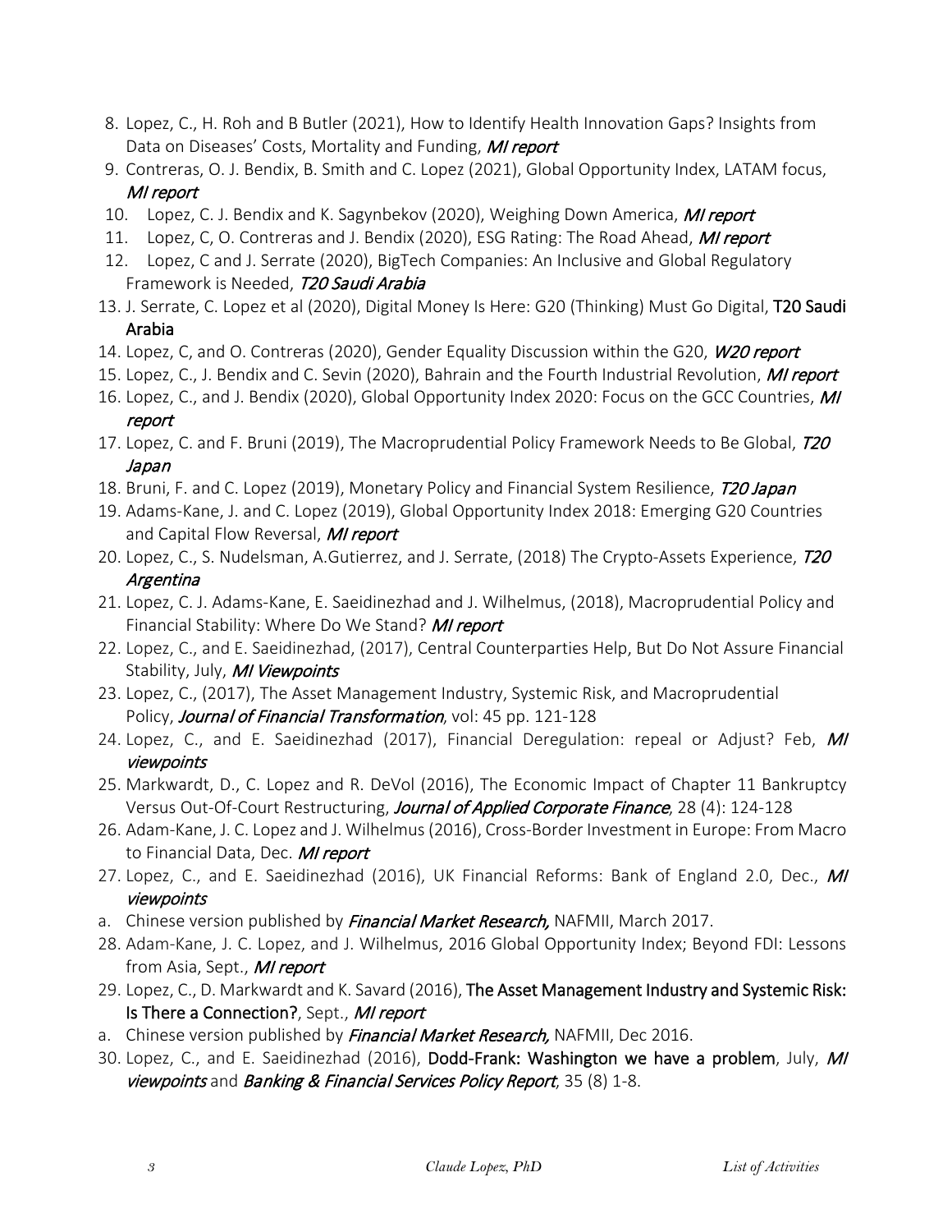8. Lopez, C., H. Roh and B Butler (2021), How to Identify Health Innovation Gaps? Insights from Data on Diseases' Costs, Mortality and Funding, *MI report*
9. Contreras, O. J. Bendix, B. Smith and C. Lopez (2021), Global Opportunity Index, LATAM focus, *MI report*
10. Lopez, C. J. Bendix and K. Sagynbekov (2020), Weighing Down America, *MI report*
11. Lopez, C, O. Contreras and J. Bendix (2020), ESG Rating: The Road Ahead, *MI report*
12. Lopez, C and J. Serrate (2020), BigTech Companies: An Inclusive and Global Regulatory Framework is Needed, *T20 Saudi Arabia*
13. J. Serrate, C. Lopez et al (2020), Digital Money Is Here: G20 (Thinking) Must Go Digital, **T20 Saudi Arabia**
14. Lopez, C, and O. Contreras (2020), Gender Equality Discussion within the G20, *W20 report*
15. Lopez, C., J. Bendix and C. Sevin (2020), Bahrain and the Fourth Industrial Revolution, *MI report*
16. Lopez, C., and J. Bendix (2020), Global Opportunity Index 2020: Focus on the GCC Countries, *MI report*
17. Lopez, C. and F. Bruni (2019), The Macroprudential Policy Framework Needs to Be Global, *T20 Japan*
18. Bruni, F. and C. Lopez (2019), Monetary Policy and Financial System Resilience, *T20 Japan*
19. Adams-Kane, J. and C. Lopez (2019), Global Opportunity Index 2018: Emerging G20 Countries and Capital Flow Reversal, *MI report*
20. Lopez, C., S. Nudelsman, A.Gutierrez, and J. Serrate, (2018) The Crypto-Assets Experience, *T20 Argentina*
21. Lopez, C. J. Adams-Kane, E. Saeidinezhad and J. Wilhelmus, (2018), Macroprudential Policy and Financial Stability: Where Do We Stand? *MI report*
22. Lopez, C., and E. Saeidinezhad, (2017), Central Counterparties Help, But Do Not Assure Financial Stability, July, *MI Viewpoints*
23. Lopez, C., (2017), The Asset Management Industry, Systemic Risk, and Macroprudential Policy, *Journal of Financial Transformation*, vol: 45 pp. 121-128
24. Lopez, C., and E. Saeidinezhad (2017), Financial Deregulation: repeal or Adjust? Feb, *MI viewpoints*
25. Markwardt, D., C. Lopez and R. DeVol (2016), The Economic Impact of Chapter 11 Bankruptcy Versus Out-Of-Court Restructuring, *Journal of Applied Corporate Finance*, 28 (4): 124-128
26. Adam-Kane, J. C. Lopez and J. Wilhelmus (2016), Cross-Border Investment in Europe: From Macro to Financial Data, Dec. *MI report*
27. Lopez, C., and E. Saeidinezhad (2016), UK Financial Reforms: Bank of England 2.0, Dec., *MI viewpoints*

a. Chinese version published by *Financial Market Research,* NAFMII, March 2017.

28. Adam-Kane, J. C. Lopez, and J. Wilhelmus, 2016 Global Opportunity Index; Beyond FDI: Lessons from Asia, Sept., *MI report*
29. Lopez, C., D. Markwardt and K. Savard (2016), **The Asset Management Industry and Systemic Risk: Is There a Connection?**, Sept., *MI report*

a. Chinese version published by *Financial Market Research,* NAFMII, Dec 2016.

30. Lopez, C., and E. Saeidinezhad (2016), **Dodd-Frank: Washington we have a problem**, July, *MI viewpoints* and *Banking & Financial Services Policy Report*, 35 (8) 1-8.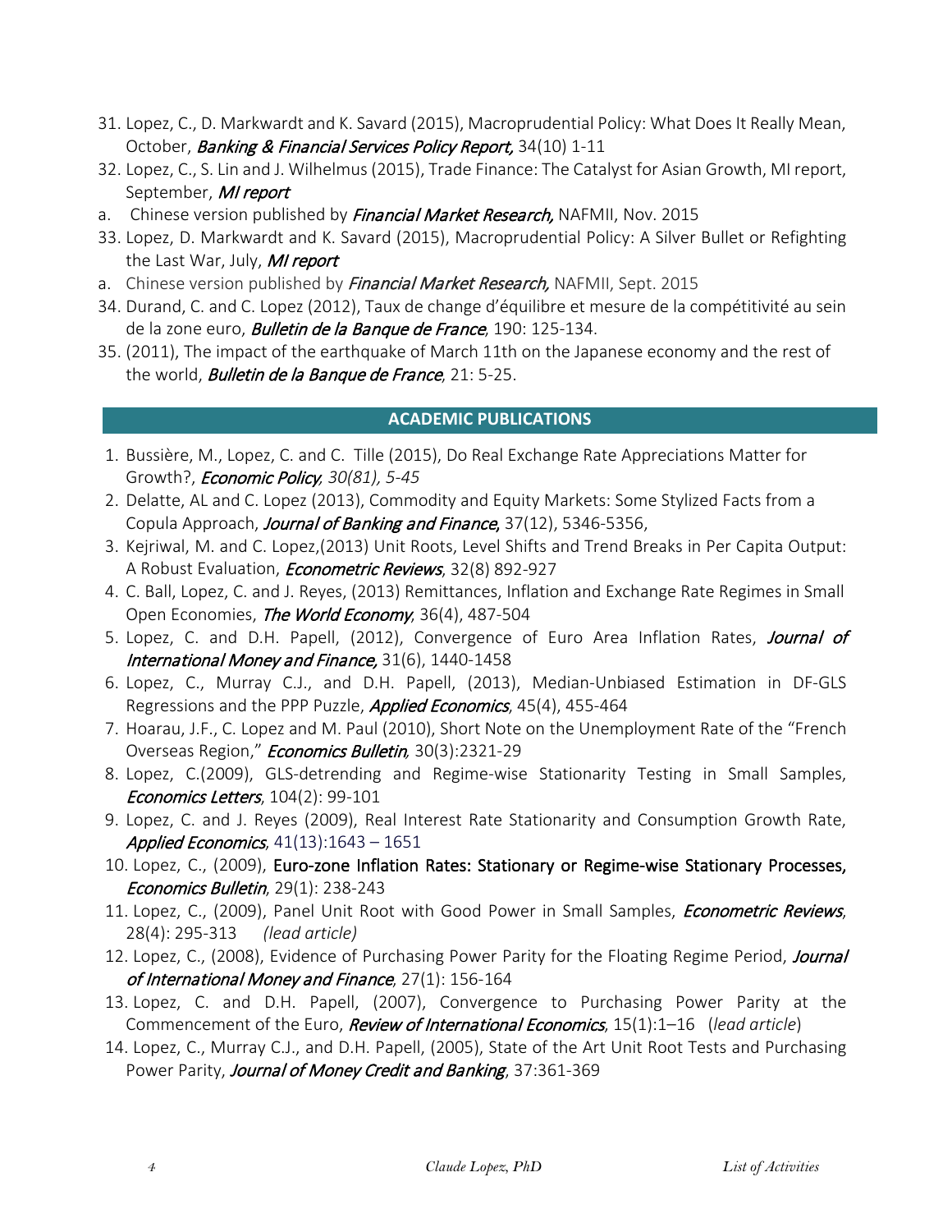31. Lopez, C., D. Markwardt and K. Savard (2015), Macroprudential Policy: What Does It Really Mean, October, *Banking & Financial Services Policy Report,* 34(10) 1-11
32. Lopez, C., S. Lin and J. Wilhelmus (2015), Trade Finance: The Catalyst for Asian Growth, MI report, September, *MI report*
    a. Chinese version published by *Financial Market Research,* NAFMII, Nov. 2015
33. Lopez, D. Markwardt and K. Savard (2015), Macroprudential Policy: A Silver Bullet or Refighting the Last War, July, *MI report*
    a. Chinese version published by *Financial Market Research,* NAFMII, Sept. 2015
34. Durand, C. and C. Lopez (2012), Taux de change d'équilibre et mesure de la compétitivité au sein de la zone euro, *Bulletin de la Banque de France*, 190: 125-134.
35. (2011), The impact of the earthquake of March 11th on the Japanese economy and the rest of the world, *Bulletin de la Banque de France*, 21: 5-25.

## ACADEMIC PUBLICATIONS

1. Bussière, M., Lopez, C. and C. Tille (2015), Do Real Exchange Rate Appreciations Matter for Growth?, *Economic Policy, 30(81), 5-45*
2. Delatte, AL and C. Lopez (2013), Commodity and Equity Markets: Some Stylized Facts from a Copula Approach, *Journal of Banking and Finance*, 37(12), 5346-5356,
3. Kejriwal, M. and C. Lopez,(2013) Unit Roots, Level Shifts and Trend Breaks in Per Capita Output: A Robust Evaluation, *Econometric Reviews*, 32(8) 892-927
4. C. Ball, Lopez, C. and J. Reyes, (2013) Remittances, Inflation and Exchange Rate Regimes in Small Open Economies, *The World Economy*, 36(4), 487-504
5. Lopez, C. and D.H. Papell, (2012), Convergence of Euro Area Inflation Rates, *Journal of International Money and Finance,* 31(6), 1440-1458
6. Lopez, C., Murray C.J., and D.H. Papell, (2013), Median-Unbiased Estimation in DF-GLS Regressions and the PPP Puzzle, *Applied Economics*, 45(4), 455-464
7. Hoarau, J.F., C. Lopez and M. Paul (2010), Short Note on the Unemployment Rate of the "French Overseas Region," *Economics Bulletin*, 30(3):2321-29
8. Lopez, C.(2009), GLS-detrending and Regime-wise Stationarity Testing in Small Samples, *Economics Letters*, 104(2): 99-101
9. Lopez, C. and J. Reyes (2009), Real Interest Rate Stationarity and Consumption Growth Rate, *Applied Economics*, 41(13):1643 – 1651
10. Lopez, C., (2009), Euro-zone Inflation Rates: Stationary or Regime-wise Stationary Processes, *Economics Bulletin*, 29(1): 238-243
11. Lopez, C., (2009), Panel Unit Root with Good Power in Small Samples, *Econometric Reviews*, 28(4): 295-313 *(lead article)*
12. Lopez, C., (2008), Evidence of Purchasing Power Parity for the Floating Regime Period, *Journal of International Money and Finance*, 27(1): 156-164
13. Lopez, C. and D.H. Papell, (2007), Convergence to Purchasing Power Parity at the Commencement of the Euro, *Review of International Economics*, 15(1):1–16 (*lead article*)
14. Lopez, C., Murray C.J., and D.H. Papell, (2005), State of the Art Unit Root Tests and Purchasing Power Parity, *Journal of Money Credit and Banking*, 37:361-369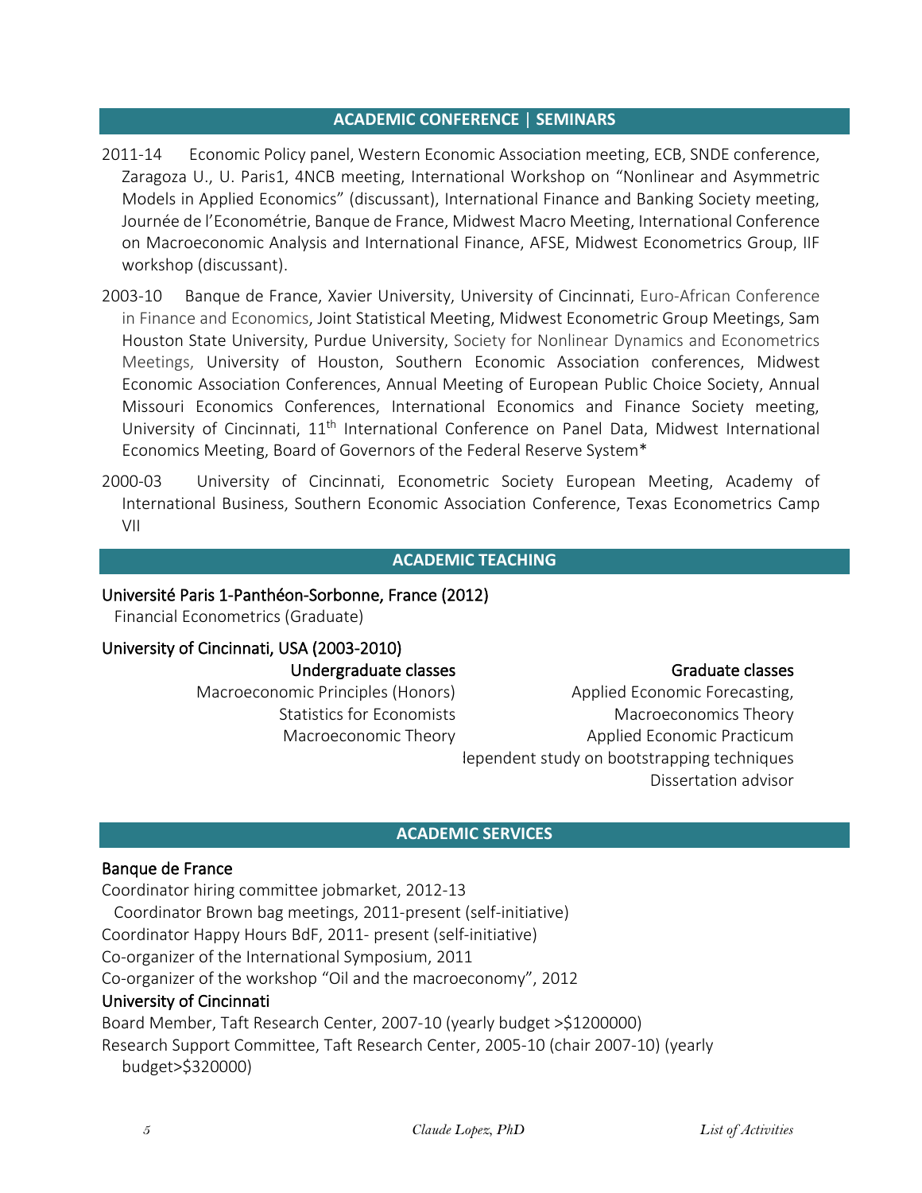## ACADEMIC CONFERENCE | SEMINARS

2011-14 Economic Policy panel, Western Economic Association meeting, ECB, SNDE conference, Zaragoza U., U. Paris1, 4NCB meeting, International Workshop on "Nonlinear and Asymmetric Models in Applied Economics" (discussant), International Finance and Banking Society meeting, Journée de l'Econométrie, Banque de France, Midwest Macro Meeting, International Conference on Macroeconomic Analysis and International Finance, AFSE, Midwest Econometrics Group, IIF workshop (discussant).

2003-10 Banque de France, Xavier University, University of Cincinnati, Euro-African Conference in Finance and Economics, Joint Statistical Meeting, Midwest Econometric Group Meetings, Sam Houston State University, Purdue University, Society for Nonlinear Dynamics and Econometrics Meetings, University of Houston, Southern Economic Association conferences, Midwest Economic Association Conferences, Annual Meeting of European Public Choice Society, Annual Missouri Economics Conferences, International Economics and Finance Society meeting, University of Cincinnati, 11th International Conference on Panel Data, Midwest International Economics Meeting, Board of Governors of the Federal Reserve System*

2000-03 University of Cincinnati, Econometric Society European Meeting, Academy of International Business, Southern Economic Association Conference, Texas Econometrics Camp VII

## ACADEMIC TEACHING

**Université Paris 1-Panthéon-Sorbonne, France (2012)**

Financial Econometrics (Graduate)

**University of Cincinnati, USA (2003-2010)**

Undergraduate classes
- Macroeconomic Principles (Honors)
- Statistics for Economists
- Macroeconomic Theory

Graduate classes
- Applied Economic Forecasting,
- Macroeconomics Theory
- Applied Economic Practicum
- Independent study on bootstrapping techniques
- Dissertation advisor

## ACADEMIC SERVICES

**Banque de France**

Coordinator hiring committee jobmarket, 2012-13
Coordinator Brown bag meetings, 2011-present (self-initiative)
Coordinator Happy Hours BdF, 2011- present (self-initiative)
Co-organizer of the International Symposium, 2011
Co-organizer of the workshop "Oil and the macroeconomy", 2012

**University of Cincinnati**

Board Member, Taft Research Center, 2007-10 (yearly budget >$1200000)
Research Support Committee, Taft Research Center, 2005-10 (chair 2007-10) (yearly budget>$320000)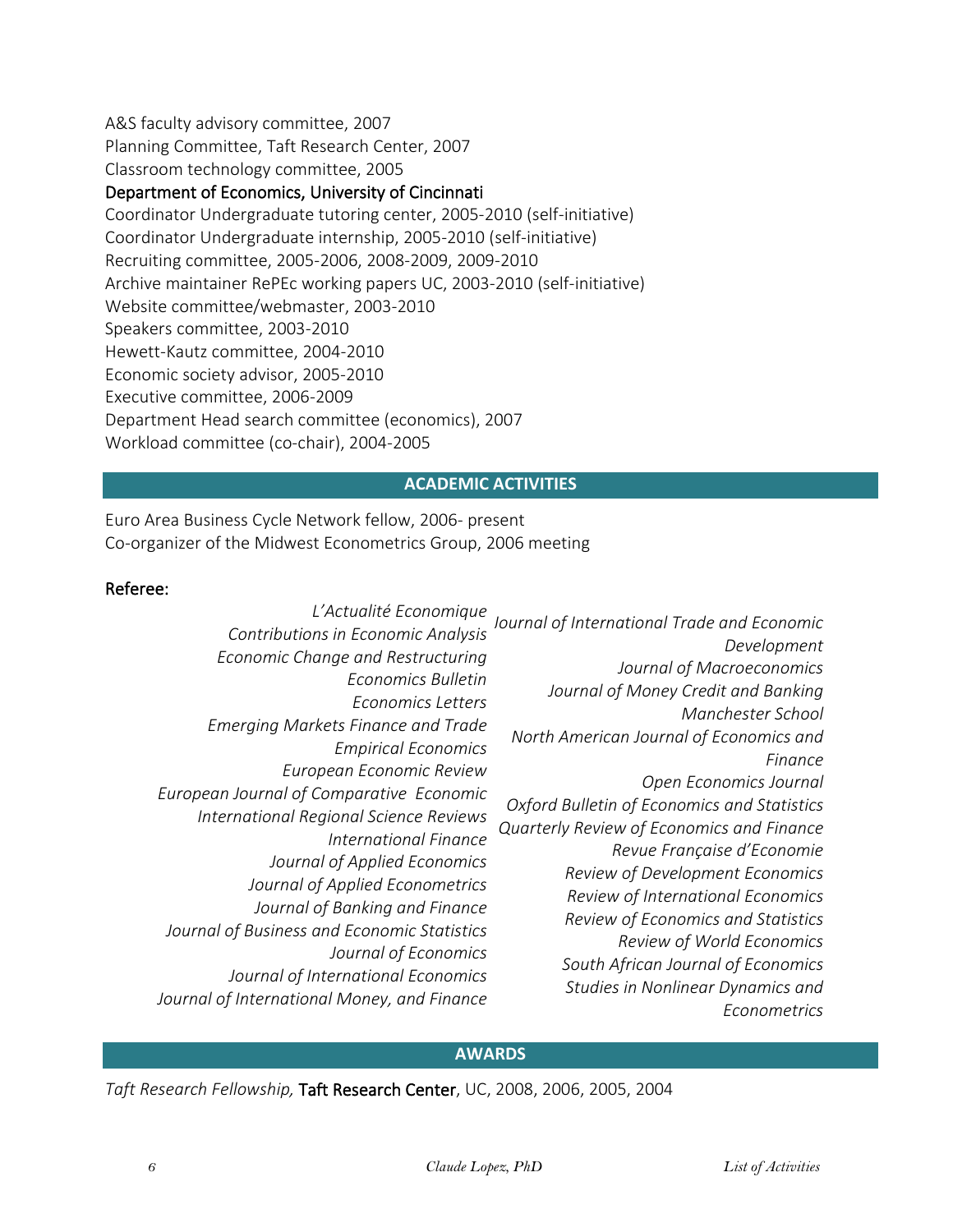A&S faculty advisory committee, 2007
Planning Committee, Taft Research Center, 2007
Classroom technology committee, 2005

### Department of Economics, University of Cincinnati

Coordinator Undergraduate tutoring center, 2005-2010 (self-initiative)
Coordinator Undergraduate internship, 2005-2010 (self-initiative)
Recruiting committee, 2005-2006, 2008-2009, 2009-2010
Archive maintainer RePEc working papers UC, 2003-2010 (self-initiative)
Website committee/webmaster, 2003-2010
Speakers committee, 2003-2010
Hewett-Kautz committee, 2004-2010
Economic society advisor, 2005-2010
Executive committee, 2006-2009
Department Head search committee (economics), 2007
Workload committee (co-chair), 2004-2005

## ACADEMIC ACTIVITIES

Euro Area Business Cycle Network fellow, 2006- present
Co-organizer of the Midwest Econometrics Group, 2006 meeting

### Referee:

*L'Actualité Economique*
*Contributions in Economic Analysis*
*Economic Change and Restructuring*
*Economics Bulletin*
*Economics Letters*
*Emerging Markets Finance and Trade*
*Empirical Economics*
*European Economic Review*
*European Journal of Comparative Economic*
*International Regional Science Reviews*
*International Finance*
*Journal of Applied Economics*
*Journal of Applied Econometrics*
*Journal of Banking and Finance*
*Journal of Business and Economic Statistics*
*Journal of Economics*
*Journal of International Economics*
*Journal of International Money, and Finance*
*Journal of International Trade and Economic Development*
*Journal of Macroeconomics*
*Journal of Money Credit and Banking*
*Manchester School*
*North American Journal of Economics and Finance*
*Open Economics Journal*
*Oxford Bulletin of Economics and Statistics*
*Quarterly Review of Economics and Finance*
*Revue Française d'Economie*
*Review of Development Economics*
*Review of International Economics*
*Review of Economics and Statistics*
*Review of World Economics*
*South African Journal of Economics*
*Studies in Nonlinear Dynamics and Econometrics*

## AWARDS

*Taft Research Fellowship,* Taft Research Center, UC, 2008, 2006, 2005, 2004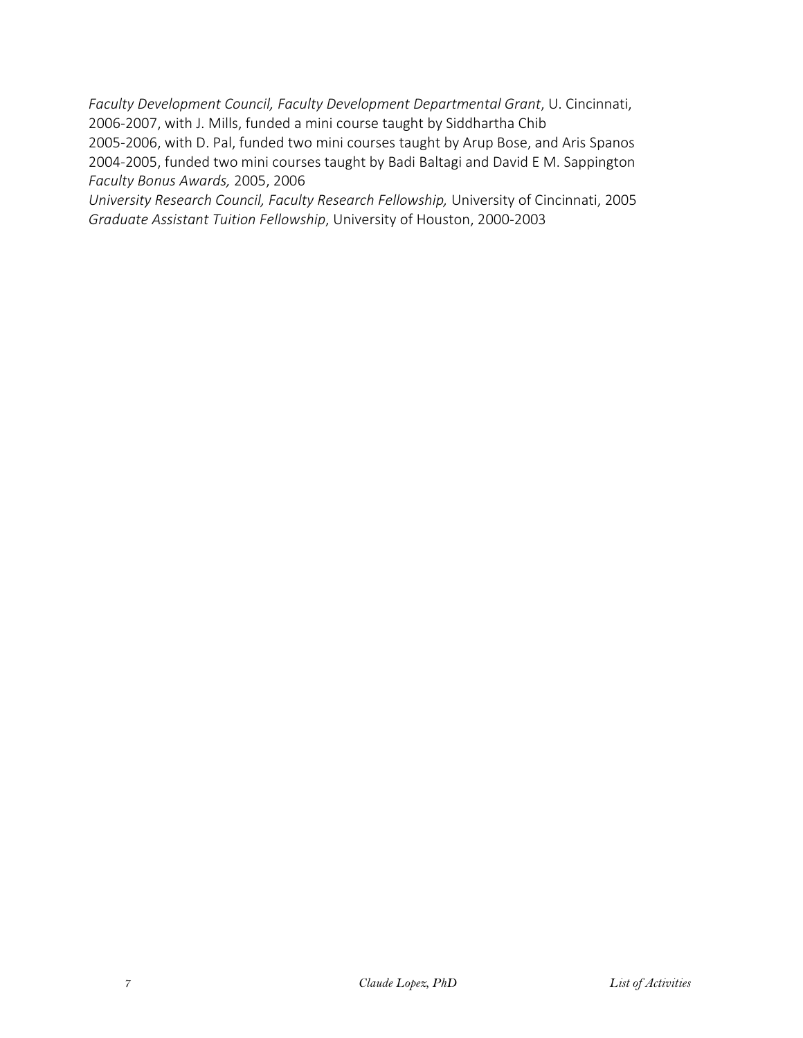*Faculty Development Council, Faculty Development Departmental Grant*, U. Cincinnati,
2006-2007, with J. Mills, funded a mini course taught by Siddhartha Chib
2005-2006, with D. Pal, funded two mini courses taught by Arup Bose, and Aris Spanos
2004-2005, funded two mini courses taught by Badi Baltagi and David E M. Sappington
*Faculty Bonus Awards,* 2005, 2006
*University Research Council, Faculty Research Fellowship,* University of Cincinnati, 2005
*Graduate Assistant Tuition Fellowship*, University of Houston, 2000-2003